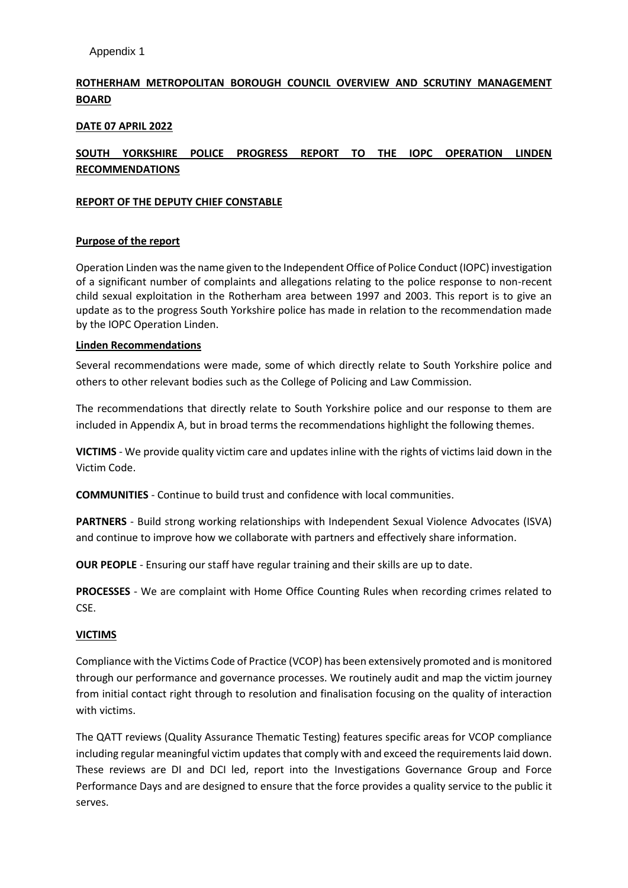Appendix 1

## ROTHERHAM METROPOLITAN BOROUGH COUNCIL OVERVIEW AND SCRUTINY MANAGEMENT BOARD

**DATE 07 APRIL 2022**

## SOUTH YORKSHIRE POLICE PROGRESS REPORT TO THE IOPC OPERATION LINDEN RECOMMENDATIONS

**REPORT OF THE DEPUTY CHIEF CONSTABLE**

### Purpose of the report

Operation Linden was the name given to the Independent Office of Police Conduct (IOPC) investigation of a significant number of complaints and allegations relating to the police response to non-recent child sexual exploitation in the Rotherham area between 1997 and 2003. This report is to give an update as to the progress South Yorkshire police has made in relation to the recommendation made by the IOPC Operation Linden.

### Linden Recommendations

Several recommendations were made, some of which directly relate to South Yorkshire police and others to other relevant bodies such as the College of Policing and Law Commission.

The recommendations that directly relate to South Yorkshire police and our response to them are included in Appendix A, but in broad terms the recommendations highlight the following themes.

**VICTIMS** - We provide quality victim care and updates inline with the rights of victims laid down in the Victim Code.

**COMMUNITIES** - Continue to build trust and confidence with local communities.

**PARTNERS** - Build strong working relationships with Independent Sexual Violence Advocates (ISVA) and continue to improve how we collaborate with partners and effectively share information.

**OUR PEOPLE** - Ensuring our staff have regular training and their skills are up to date.

**PROCESSES** - We are complaint with Home Office Counting Rules when recording crimes related to CSE.

### VICTIMS

Compliance with the Victims Code of Practice (VCOP) has been extensively promoted and is monitored through our performance and governance processes. We routinely audit and map the victim journey from initial contact right through to resolution and finalisation focusing on the quality of interaction with victims.

The QATT reviews (Quality Assurance Thematic Testing) features specific areas for VCOP compliance including regular meaningful victim updates that comply with and exceed the requirements laid down. These reviews are DI and DCI led, report into the Investigations Governance Group and Force Performance Days and are designed to ensure that the force provides a quality service to the public it serves.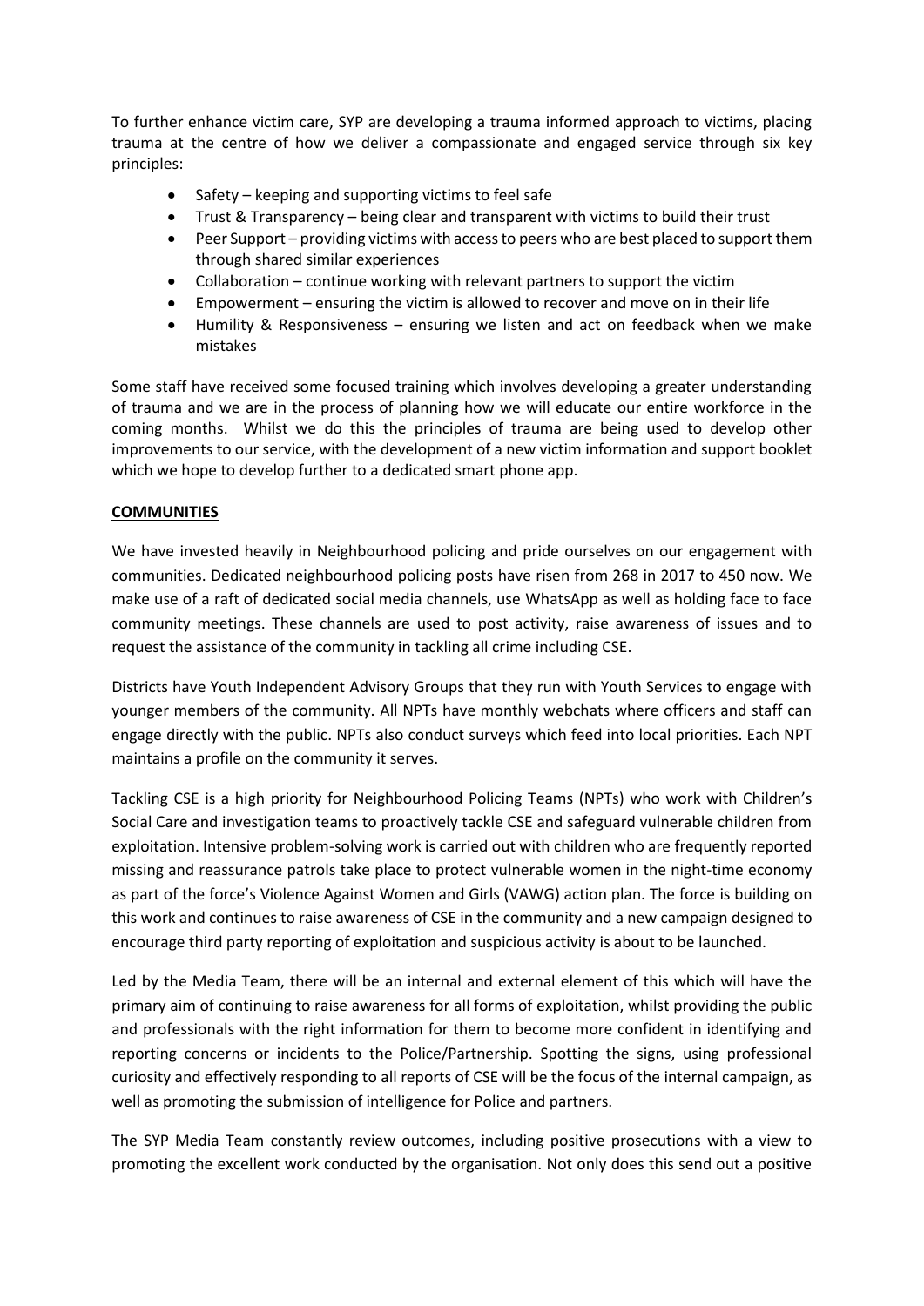To further enhance victim care, SYP are developing a trauma informed approach to victims, placing trauma at the centre of how we deliver a compassionate and engaged service through six key principles:

- Safety – keeping and supporting victims to feel safe
- Trust & Transparency – being clear and transparent with victims to build their trust
- Peer Support – providing victims with access to peers who are best placed to support them through shared similar experiences
- Collaboration – continue working with relevant partners to support the victim
- Empowerment – ensuring the victim is allowed to recover and move on in their life
- Humility & Responsiveness – ensuring we listen and act on feedback when we make mistakes

Some staff have received some focused training which involves developing a greater understanding of trauma and we are in the process of planning how we will educate our entire workforce in the coming months. Whilst we do this the principles of trauma are being used to develop other improvements to our service, with the development of a new victim information and support booklet which we hope to develop further to a dedicated smart phone app.

**COMMUNITIES**

We have invested heavily in Neighbourhood policing and pride ourselves on our engagement with communities. Dedicated neighbourhood policing posts have risen from 268 in 2017 to 450 now. We make use of a raft of dedicated social media channels, use WhatsApp as well as holding face to face community meetings. These channels are used to post activity, raise awareness of issues and to request the assistance of the community in tackling all crime including CSE.

Districts have Youth Independent Advisory Groups that they run with Youth Services to engage with younger members of the community. All NPTs have monthly webchats where officers and staff can engage directly with the public. NPTs also conduct surveys which feed into local priorities. Each NPT maintains a profile on the community it serves.

Tackling CSE is a high priority for Neighbourhood Policing Teams (NPTs) who work with Children's Social Care and investigation teams to proactively tackle CSE and safeguard vulnerable children from exploitation. Intensive problem-solving work is carried out with children who are frequently reported missing and reassurance patrols take place to protect vulnerable women in the night-time economy as part of the force's Violence Against Women and Girls (VAWG) action plan. The force is building on this work and continues to raise awareness of CSE in the community and a new campaign designed to encourage third party reporting of exploitation and suspicious activity is about to be launched.

Led by the Media Team, there will be an internal and external element of this which will have the primary aim of continuing to raise awareness for all forms of exploitation, whilst providing the public and professionals with the right information for them to become more confident in identifying and reporting concerns or incidents to the Police/Partnership. Spotting the signs, using professional curiosity and effectively responding to all reports of CSE will be the focus of the internal campaign, as well as promoting the submission of intelligence for Police and partners.

The SYP Media Team constantly review outcomes, including positive prosecutions with a view to promoting the excellent work conducted by the organisation. Not only does this send out a positive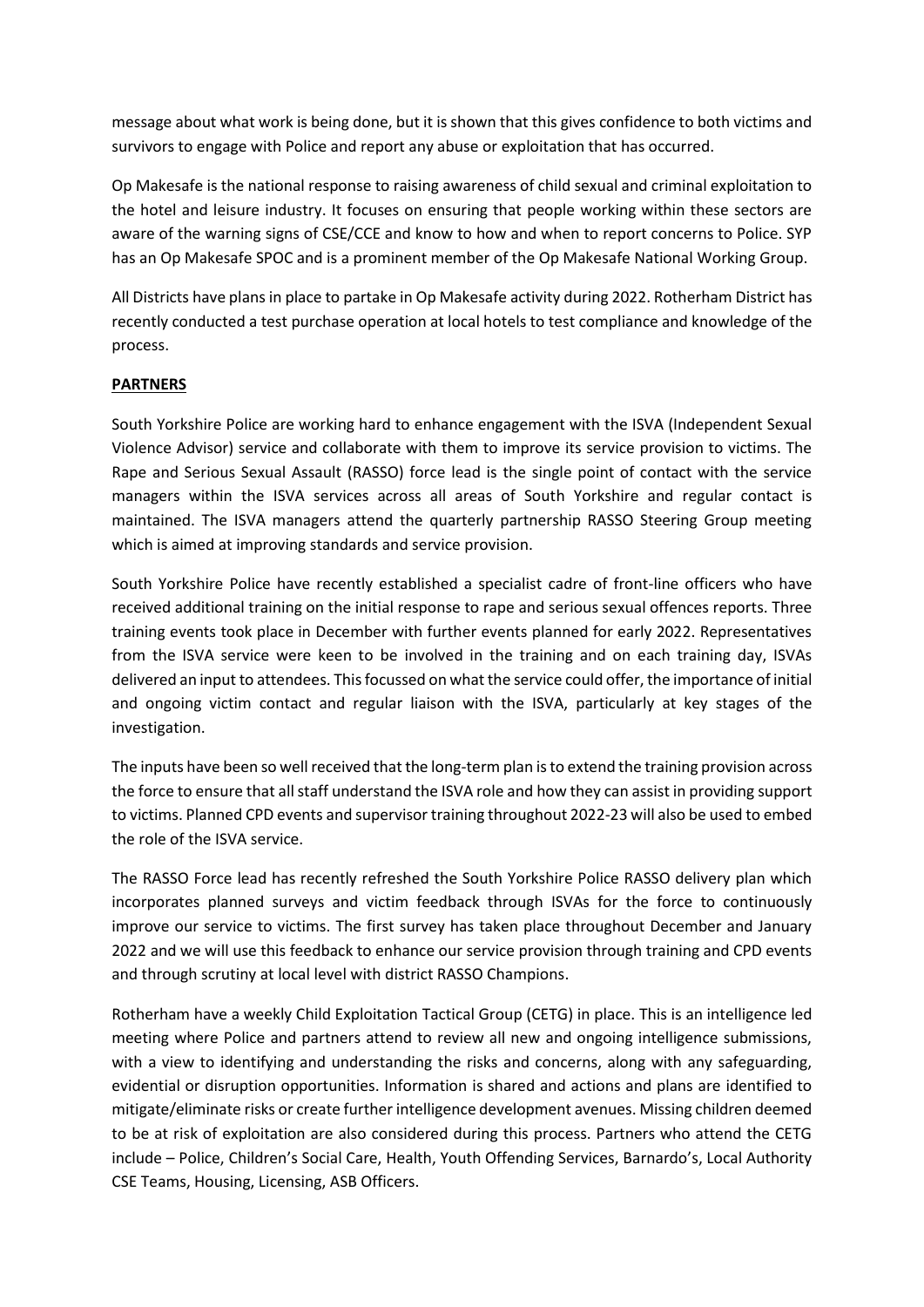message about what work is being done, but it is shown that this gives confidence to both victims and survivors to engage with Police and report any abuse or exploitation that has occurred.

Op Makesafe is the national response to raising awareness of child sexual and criminal exploitation to the hotel and leisure industry. It focuses on ensuring that people working within these sectors are aware of the warning signs of CSE/CCE and know to how and when to report concerns to Police. SYP has an Op Makesafe SPOC and is a prominent member of the Op Makesafe National Working Group.

All Districts have plans in place to partake in Op Makesafe activity during 2022. Rotherham District has recently conducted a test purchase operation at local hotels to test compliance and knowledge of the process.

## PARTNERS

South Yorkshire Police are working hard to enhance engagement with the ISVA (Independent Sexual Violence Advisor) service and collaborate with them to improve its service provision to victims. The Rape and Serious Sexual Assault (RASSO) force lead is the single point of contact with the service managers within the ISVA services across all areas of South Yorkshire and regular contact is maintained. The ISVA managers attend the quarterly partnership RASSO Steering Group meeting which is aimed at improving standards and service provision.

South Yorkshire Police have recently established a specialist cadre of front-line officers who have received additional training on the initial response to rape and serious sexual offences reports. Three training events took place in December with further events planned for early 2022. Representatives from the ISVA service were keen to be involved in the training and on each training day, ISVAs delivered an input to attendees. This focussed on what the service could offer, the importance of initial and ongoing victim contact and regular liaison with the ISVA, particularly at key stages of the investigation.

The inputs have been so well received that the long-term plan is to extend the training provision across the force to ensure that all staff understand the ISVA role and how they can assist in providing support to victims. Planned CPD events and supervisor training throughout 2022-23 will also be used to embed the role of the ISVA service.

The RASSO Force lead has recently refreshed the South Yorkshire Police RASSO delivery plan which incorporates planned surveys and victim feedback through ISVAs for the force to continuously improve our service to victims. The first survey has taken place throughout December and January 2022 and we will use this feedback to enhance our service provision through training and CPD events and through scrutiny at local level with district RASSO Champions.

Rotherham have a weekly Child Exploitation Tactical Group (CETG) in place. This is an intelligence led meeting where Police and partners attend to review all new and ongoing intelligence submissions, with a view to identifying and understanding the risks and concerns, along with any safeguarding, evidential or disruption opportunities. Information is shared and actions and plans are identified to mitigate/eliminate risks or create further intelligence development avenues. Missing children deemed to be at risk of exploitation are also considered during this process. Partners who attend the CETG include – Police, Children's Social Care, Health, Youth Offending Services, Barnardo's, Local Authority CSE Teams, Housing, Licensing, ASB Officers.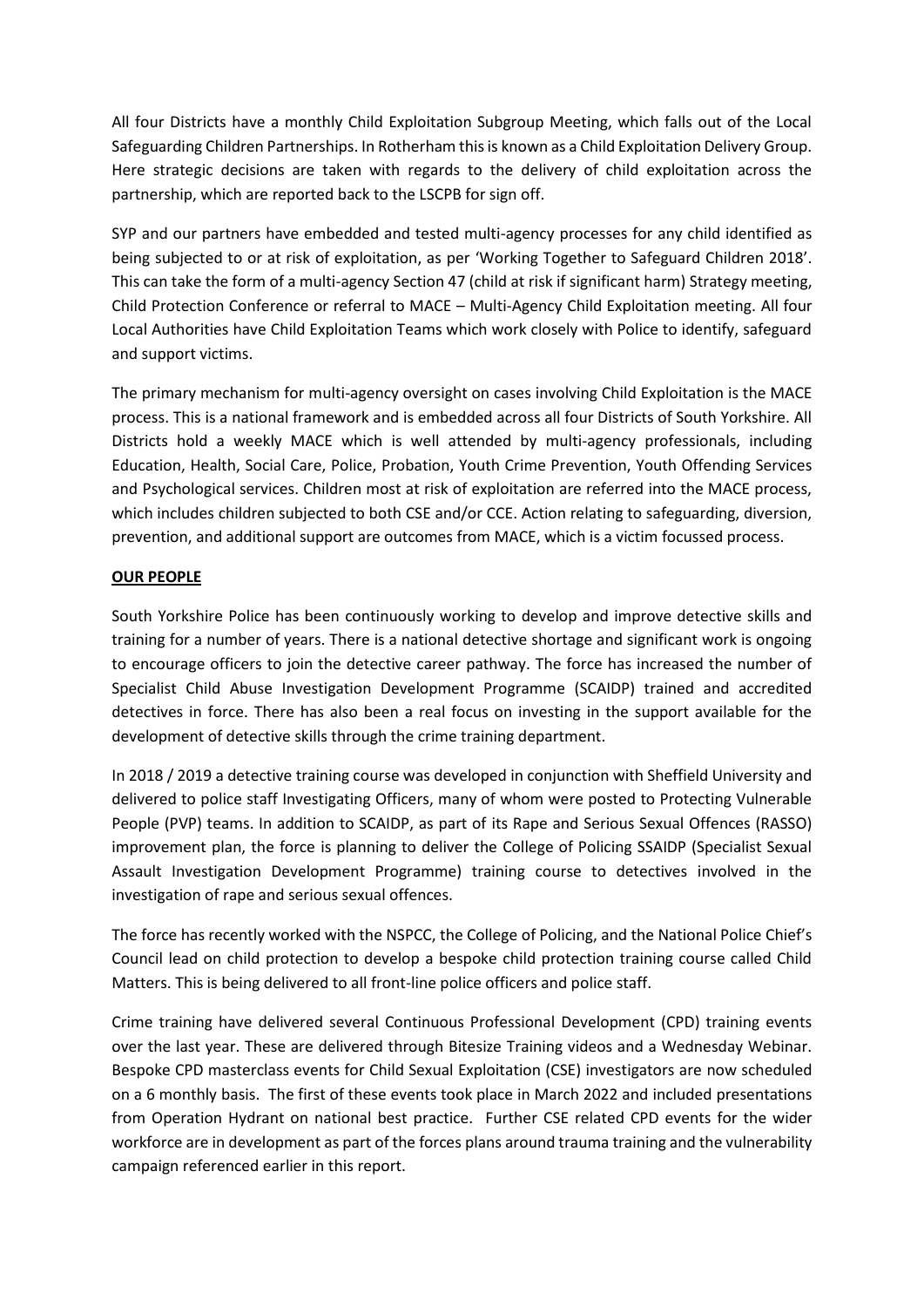All four Districts have a monthly Child Exploitation Subgroup Meeting, which falls out of the Local Safeguarding Children Partnerships. In Rotherham this is known as a Child Exploitation Delivery Group. Here strategic decisions are taken with regards to the delivery of child exploitation across the partnership, which are reported back to the LSCPB for sign off.

SYP and our partners have embedded and tested multi-agency processes for any child identified as being subjected to or at risk of exploitation, as per 'Working Together to Safeguard Children 2018'. This can take the form of a multi-agency Section 47 (child at risk if significant harm) Strategy meeting, Child Protection Conference or referral to MACE – Multi-Agency Child Exploitation meeting. All four Local Authorities have Child Exploitation Teams which work closely with Police to identify, safeguard and support victims.

The primary mechanism for multi-agency oversight on cases involving Child Exploitation is the MACE process. This is a national framework and is embedded across all four Districts of South Yorkshire. All Districts hold a weekly MACE which is well attended by multi-agency professionals, including Education, Health, Social Care, Police, Probation, Youth Crime Prevention, Youth Offending Services and Psychological services. Children most at risk of exploitation are referred into the MACE process, which includes children subjected to both CSE and/or CCE. Action relating to safeguarding, diversion, prevention, and additional support are outcomes from MACE, which is a victim focussed process.

## OUR PEOPLE

South Yorkshire Police has been continuously working to develop and improve detective skills and training for a number of years. There is a national detective shortage and significant work is ongoing to encourage officers to join the detective career pathway. The force has increased the number of Specialist Child Abuse Investigation Development Programme (SCAIDP) trained and accredited detectives in force. There has also been a real focus on investing in the support available for the development of detective skills through the crime training department.

In 2018 / 2019 a detective training course was developed in conjunction with Sheffield University and delivered to police staff Investigating Officers, many of whom were posted to Protecting Vulnerable People (PVP) teams. In addition to SCAIDP, as part of its Rape and Serious Sexual Offences (RASSO) improvement plan, the force is planning to deliver the College of Policing SSAIDP (Specialist Sexual Assault Investigation Development Programme) training course to detectives involved in the investigation of rape and serious sexual offences.

The force has recently worked with the NSPCC, the College of Policing, and the National Police Chief's Council lead on child protection to develop a bespoke child protection training course called Child Matters. This is being delivered to all front-line police officers and police staff.

Crime training have delivered several Continuous Professional Development (CPD) training events over the last year. These are delivered through Bitesize Training videos and a Wednesday Webinar. Bespoke CPD masterclass events for Child Sexual Exploitation (CSE) investigators are now scheduled on a 6 monthly basis. The first of these events took place in March 2022 and included presentations from Operation Hydrant on national best practice. Further CSE related CPD events for the wider workforce are in development as part of the forces plans around trauma training and the vulnerability campaign referenced earlier in this report.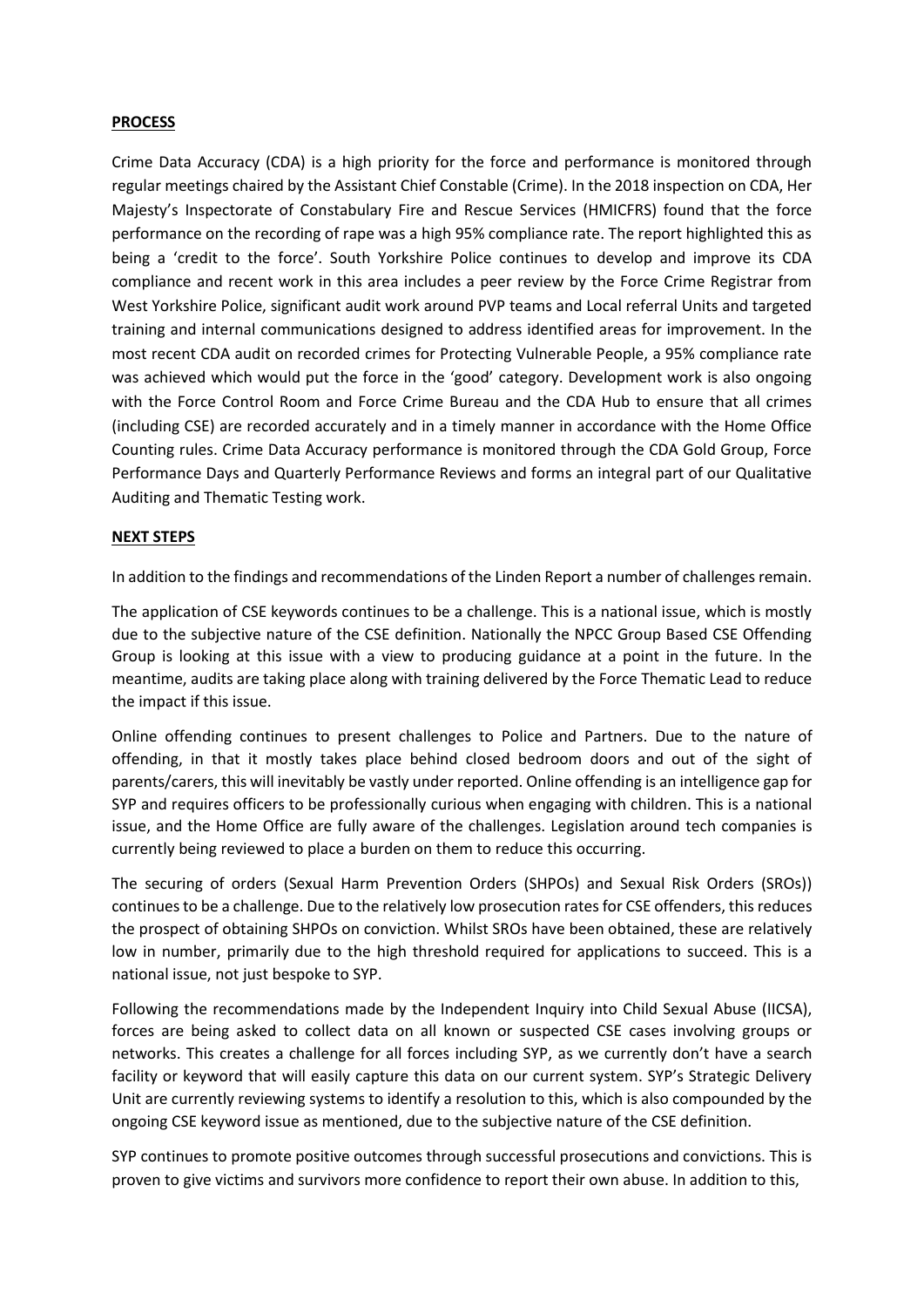**PROCESS**

Crime Data Accuracy (CDA) is a high priority for the force and performance is monitored through regular meetings chaired by the Assistant Chief Constable (Crime). In the 2018 inspection on CDA, Her Majesty's Inspectorate of Constabulary Fire and Rescue Services (HMICFRS) found that the force performance on the recording of rape was a high 95% compliance rate. The report highlighted this as being a 'credit to the force'. South Yorkshire Police continues to develop and improve its CDA compliance and recent work in this area includes a peer review by the Force Crime Registrar from West Yorkshire Police, significant audit work around PVP teams and Local referral Units and targeted training and internal communications designed to address identified areas for improvement. In the most recent CDA audit on recorded crimes for Protecting Vulnerable People, a 95% compliance rate was achieved which would put the force in the 'good' category. Development work is also ongoing with the Force Control Room and Force Crime Bureau and the CDA Hub to ensure that all crimes (including CSE) are recorded accurately and in a timely manner in accordance with the Home Office Counting rules. Crime Data Accuracy performance is monitored through the CDA Gold Group, Force Performance Days and Quarterly Performance Reviews and forms an integral part of our Qualitative Auditing and Thematic Testing work.

**NEXT STEPS**

In addition to the findings and recommendations of the Linden Report a number of challenges remain.

The application of CSE keywords continues to be a challenge. This is a national issue, which is mostly due to the subjective nature of the CSE definition. Nationally the NPCC Group Based CSE Offending Group is looking at this issue with a view to producing guidance at a point in the future. In the meantime, audits are taking place along with training delivered by the Force Thematic Lead to reduce the impact if this issue.

Online offending continues to present challenges to Police and Partners. Due to the nature of offending, in that it mostly takes place behind closed bedroom doors and out of the sight of parents/carers, this will inevitably be vastly under reported. Online offending is an intelligence gap for SYP and requires officers to be professionally curious when engaging with children. This is a national issue, and the Home Office are fully aware of the challenges. Legislation around tech companies is currently being reviewed to place a burden on them to reduce this occurring.

The securing of orders (Sexual Harm Prevention Orders (SHPOs) and Sexual Risk Orders (SROs)) continues to be a challenge. Due to the relatively low prosecution rates for CSE offenders, this reduces the prospect of obtaining SHPOs on conviction. Whilst SROs have been obtained, these are relatively low in number, primarily due to the high threshold required for applications to succeed. This is a national issue, not just bespoke to SYP.

Following the recommendations made by the Independent Inquiry into Child Sexual Abuse (IICSA), forces are being asked to collect data on all known or suspected CSE cases involving groups or networks. This creates a challenge for all forces including SYP, as we currently don't have a search facility or keyword that will easily capture this data on our current system. SYP's Strategic Delivery Unit are currently reviewing systems to identify a resolution to this, which is also compounded by the ongoing CSE keyword issue as mentioned, due to the subjective nature of the CSE definition.

SYP continues to promote positive outcomes through successful prosecutions and convictions. This is proven to give victims and survivors more confidence to report their own abuse. In addition to this,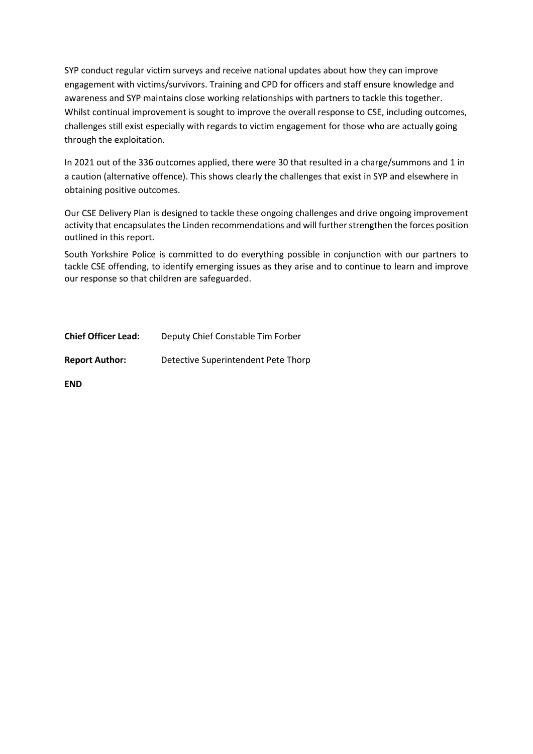SYP conduct regular victim surveys and receive national updates about how they can improve engagement with victims/survivors. Training and CPD for officers and staff ensure knowledge and awareness and SYP maintains close working relationships with partners to tackle this together. Whilst continual improvement is sought to improve the overall response to CSE, including outcomes, challenges still exist especially with regards to victim engagement for those who are actually going through the exploitation.

In 2021 out of the 336 outcomes applied, there were 30 that resulted in a charge/summons and 1 in a caution (alternative offence). This shows clearly the challenges that exist in SYP and elsewhere in obtaining positive outcomes.

Our CSE Delivery Plan is designed to tackle these ongoing challenges and drive ongoing improvement activity that encapsulates the Linden recommendations and will further strengthen the forces position outlined in this report.

South Yorkshire Police is committed to do everything possible in conjunction with our partners to tackle CSE offending, to identify emerging issues as they arise and to continue to learn and improve our response so that children are safeguarded.

**Chief Officer Lead:** Deputy Chief Constable Tim Forber

**Report Author:** Detective Superintendent Pete Thorp

**END**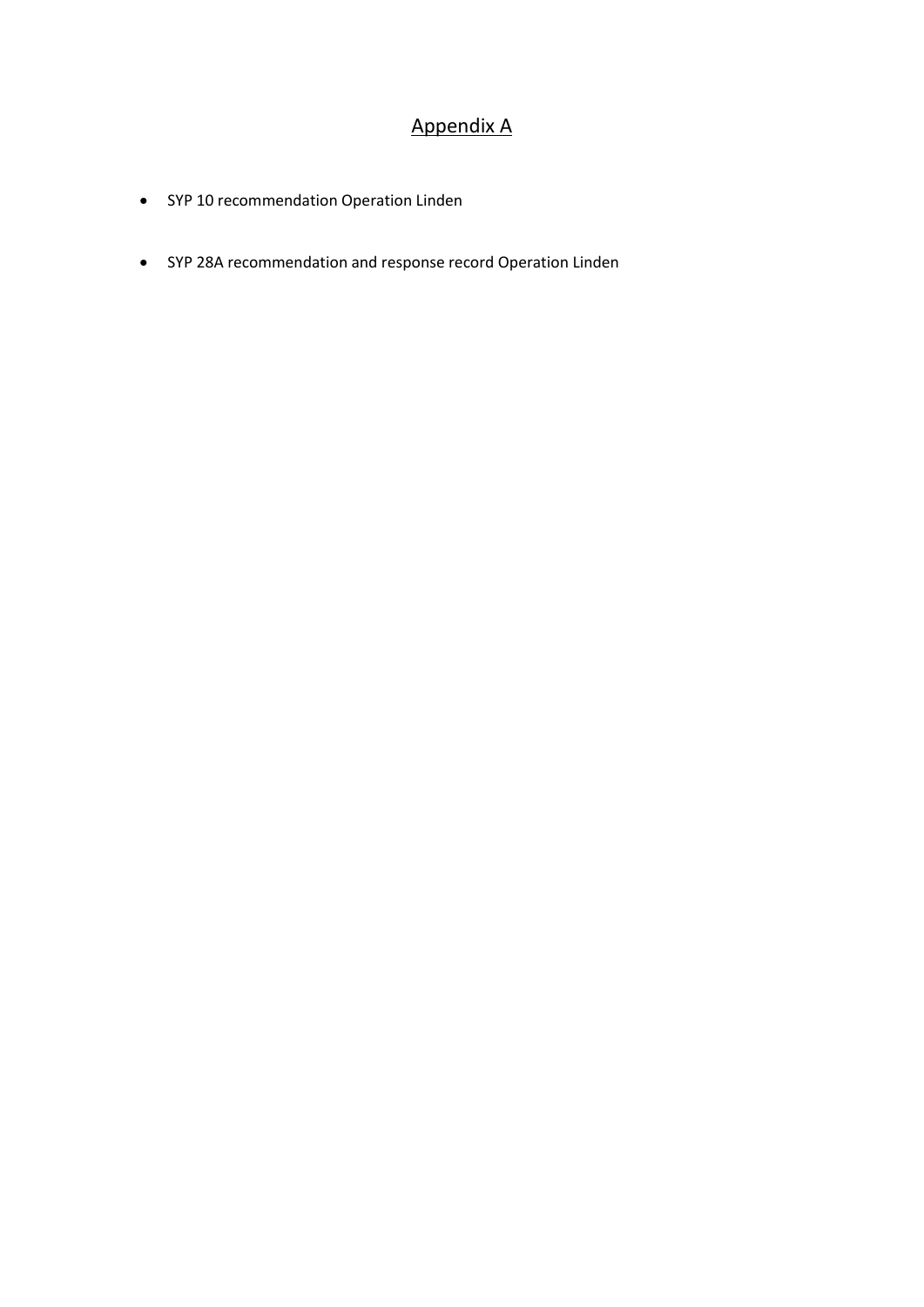# Appendix A

- SYP 10 recommendation Operation Linden
- SYP 28A recommendation and response record Operation Linden